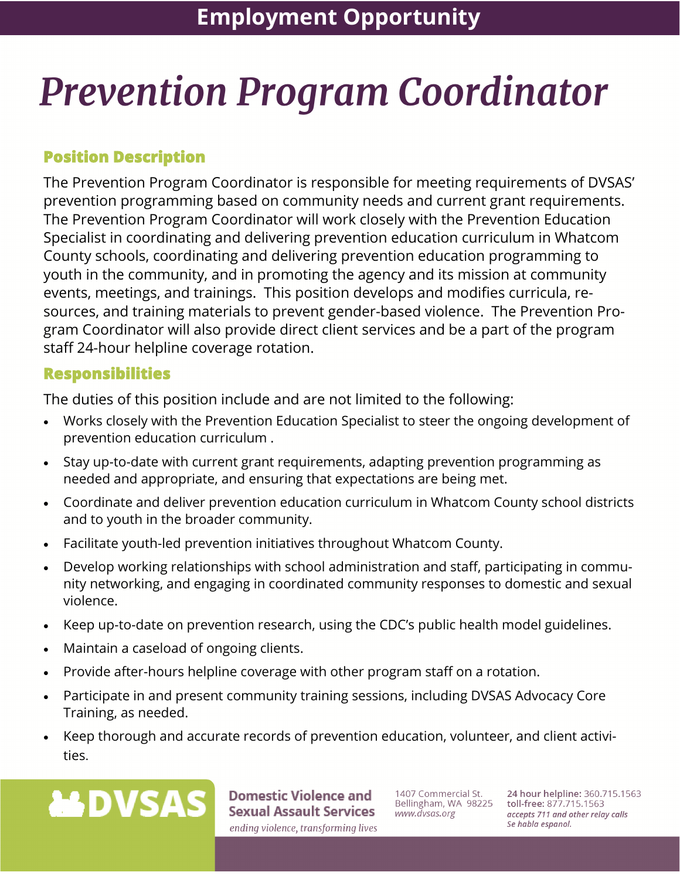## Employment Opportunity

# *Prevention Program Coordinator*

### Position Description

The Prevention Program Coordinator is responsible for meeting requirements of DVSAS' prevention programming based on community needs and current grant requirements. The Prevention Program Coordinator will work closely with the Prevention Education Specialist in coordinating and delivering prevention education curriculum in Whatcom County schools, coordinating and delivering prevention education programming to youth in the community, and in promoting the agency and its mission at community events, meetings, and trainings. This position develops and modifies curricula, resources, and training materials to prevent gender-based violence. The Prevention Program Coordinator will also provide direct client services and be a part of the program staff 24-hour helpline coverage rotation.

### Responsibilities

The duties of this position include and are not limited to the following:

- Works closely with the Prevention Education Specialist to steer the ongoing development of prevention education curriculum .
- Stay up-to-date with current grant requirements, adapting prevention programming as needed and appropriate, and ensuring that expectations are being met.
- Coordinate and deliver prevention education curriculum in Whatcom County school districts and to youth in the broader community.
- Facilitate youth-led prevention initiatives throughout Whatcom County.
- Develop working relationships with school administration and staff, participating in community networking, and engaging in coordinated community responses to domestic and sexual violence.
- Keep up-to-date on prevention research, using the CDC's public health model guidelines.
- Maintain a caseload of ongoing clients.
- Provide after-hours helpline coverage with other program staff on a rotation.
- Participate in and present community training sessions, including DVSAS Advocacy Core Training, as needed.
- Keep thorough and accurate records of prevention education, volunteer, and client activities.

**DVSAS**

**Domestic Violence and Sexual Assault Services**
*ending violence, transforming lives*

1407 Commercial St.
Bellingham, WA 98225
*www.dvsas.org*

**24 hour helpline:** 360.715.1563
**toll-free:** 877.715.1563
*accepts 711 and other relay calls*
*Se habla espanol.*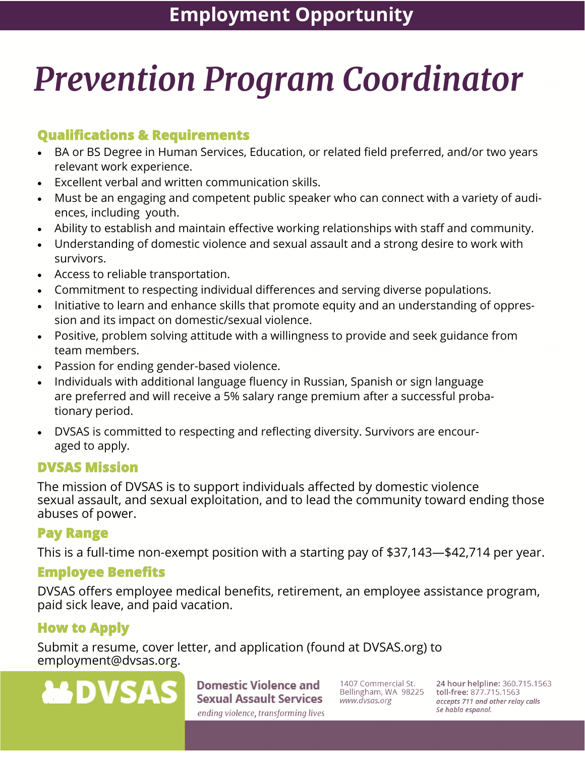## Employment Opportunity

# *Prevention Program Coordinator*

### Qualifications & Requirements

- BA or BS Degree in Human Services, Education, or related field preferred, and/or two years relevant work experience.
- Excellent verbal and written communication skills.
- Must be an engaging and competent public speaker who can connect with a variety of audiences, including youth.
- Ability to establish and maintain effective working relationships with staff and community.
- Understanding of domestic violence and sexual assault and a strong desire to work with survivors.
- Access to reliable transportation.
- Commitment to respecting individual differences and serving diverse populations.
- Initiative to learn and enhance skills that promote equity and an understanding of oppression and its impact on domestic/sexual violence.
- Positive, problem solving attitude with a willingness to provide and seek guidance from team members.
- Passion for ending gender-based violence.
- Individuals with additional language fluency in Russian, Spanish or sign language are preferred and will receive a 5% salary range premium after a successful probationary period.
- DVSAS is committed to respecting and reflecting diversity. Survivors are encouraged to apply.

### DVSAS Mission

The mission of DVSAS is to support individuals affected by domestic violence sexual assault, and sexual exploitation, and to lead the community toward ending those abuses of power.

### Pay Range

This is a full-time non-exempt position with a starting pay of $37,143—$42,714 per year.

### Employee Benefits

DVSAS offers employee medical benefits, retirement, an employee assistance program, paid sick leave, and paid vacation.

### How to Apply

Submit a resume, cover letter, and application (found at DVSAS.org) to employment@dvsas.org.

**DVSAS**

**Domestic Violence and Sexual Assault Services**
*ending violence, transforming lives*

1407 Commercial St.
Bellingham, WA 98225
*www.dvsas.org*

**24 hour helpline:** 360.715.1563
**toll-free:** 877.715.1563
*accepts 711 and other relay calls*
*Se habla espanol.*